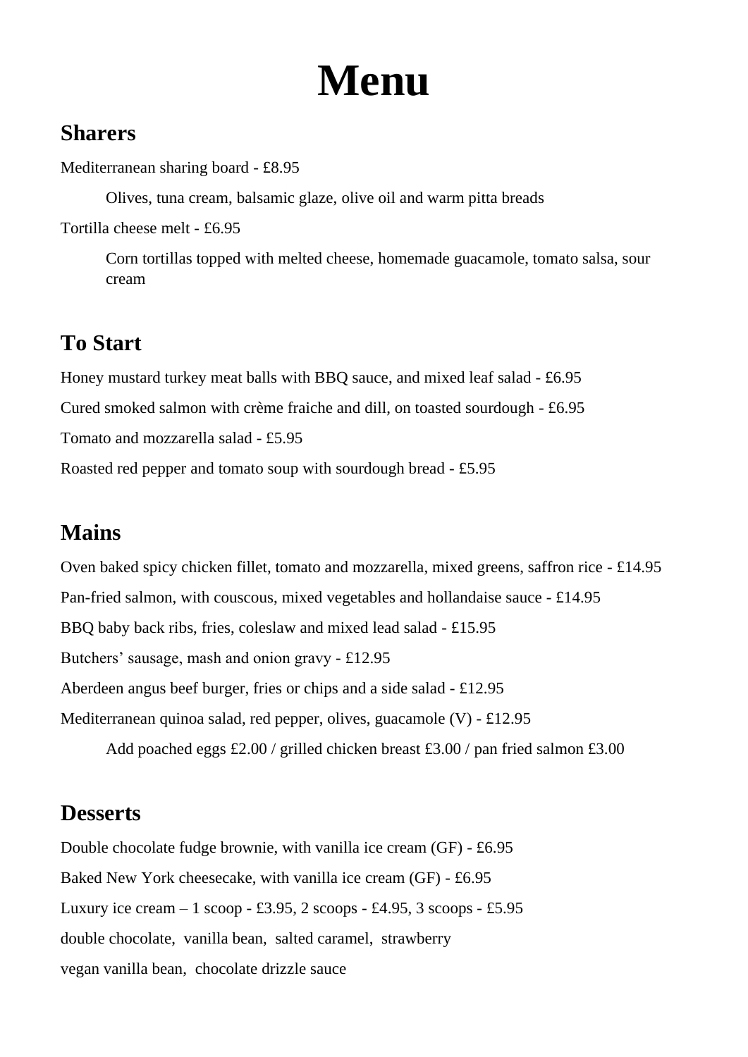# Menu

## Sharers

Mediterranean sharing board - £8.95

> Olives, tuna cream, balsamic glaze, olive oil and warm pitta breads

Tortilla cheese melt - £6.95

> Corn tortillas topped with melted cheese, homemade guacamole, tomato salsa, sour cream

## To Start

Honey mustard turkey meat balls with BBQ sauce, and mixed leaf salad - £6.95

Cured smoked salmon with crème fraiche and dill, on toasted sourdough - £6.95

Tomato and mozzarella salad - £5.95

Roasted red pepper and tomato soup with sourdough bread - £5.95

## Mains

Oven baked spicy chicken fillet, tomato and mozzarella, mixed greens, saffron rice - £14.95

Pan-fried salmon, with couscous, mixed vegetables and hollandaise sauce - £14.95

BBQ baby back ribs, fries, coleslaw and mixed lead salad - £15.95

Butchers' sausage, mash and onion gravy - £12.95

Aberdeen angus beef burger, fries or chips and a side salad - £12.95

Mediterranean quinoa salad, red pepper, olives, guacamole (V) - £12.95

> Add poached eggs £2.00 / grilled chicken breast £3.00 / pan fried salmon £3.00

## Desserts

Double chocolate fudge brownie, with vanilla ice cream (GF) - £6.95

Baked New York cheesecake, with vanilla ice cream (GF) - £6.95

Luxury ice cream – 1 scoop - £3.95, 2 scoops - £4.95, 3 scoops - £5.95

double chocolate, vanilla bean, salted caramel, strawberry

vegan vanilla bean, chocolate drizzle sauce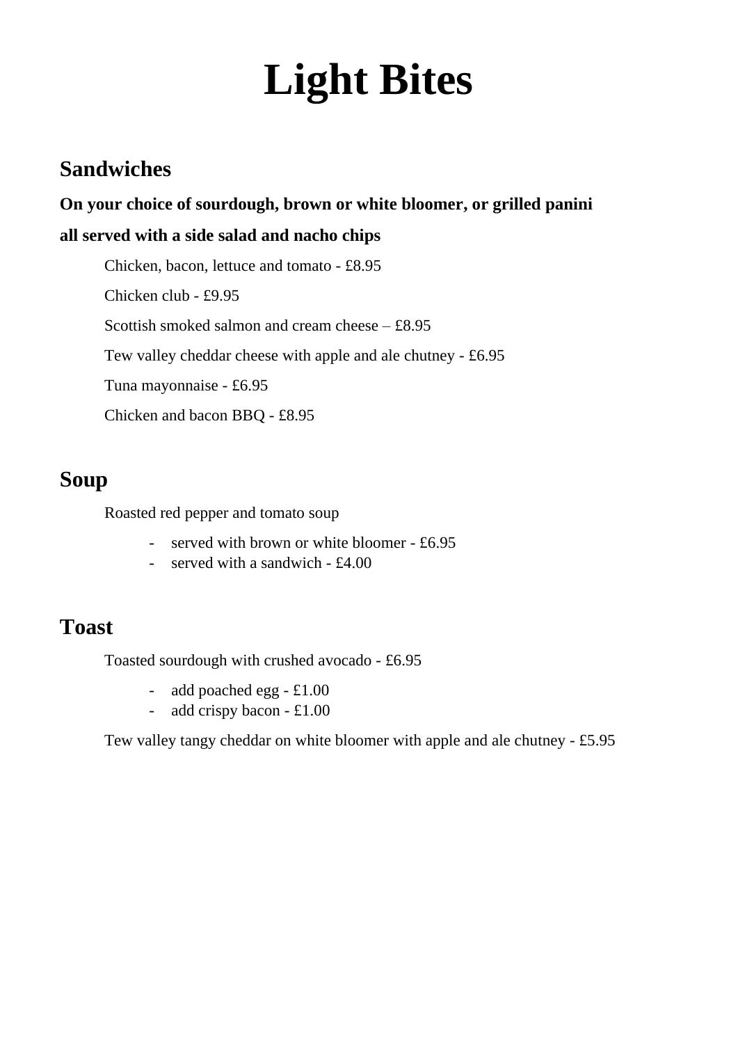# Light Bites

## Sandwiches

**On your choice of sourdough, brown or white bloomer, or grilled panini**

**all served with a side salad and nacho chips**

Chicken, bacon, lettuce and tomato - £8.95

Chicken club - £9.95

Scottish smoked salmon and cream cheese – £8.95

Tew valley cheddar cheese with apple and ale chutney - £6.95

Tuna mayonnaise - £6.95

Chicken and bacon BBQ - £8.95

## Soup

Roasted red pepper and tomato soup

- served with brown or white bloomer - £6.95
- served with a sandwich - £4.00

## Toast

Toasted sourdough with crushed avocado - £6.95

- add poached egg - £1.00
- add crispy bacon - £1.00

Tew valley tangy cheddar on white bloomer with apple and ale chutney - £5.95